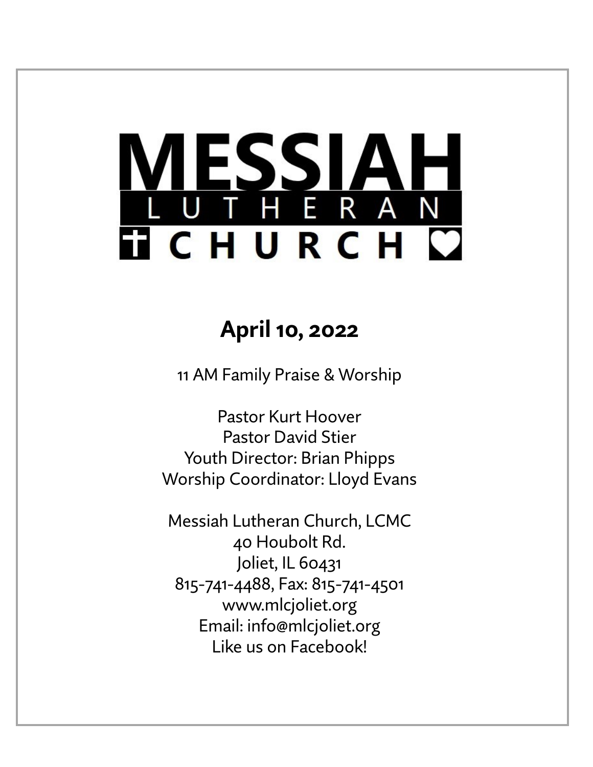# MESSIAH LUTHERAN CHURCH

## April 10, 2022

11 AM Family Praise & Worship

Pastor Kurt Hoover
Pastor David Stier
Youth Director: Brian Phipps
Worship Coordinator: Lloyd Evans

Messiah Lutheran Church, LCMC
40 Houbolt Rd.
Joliet, IL 60431
815-741-4488, Fax: 815-741-4501
www.mlcjoliet.org
Email: info@mlcjoliet.org
Like us on Facebook!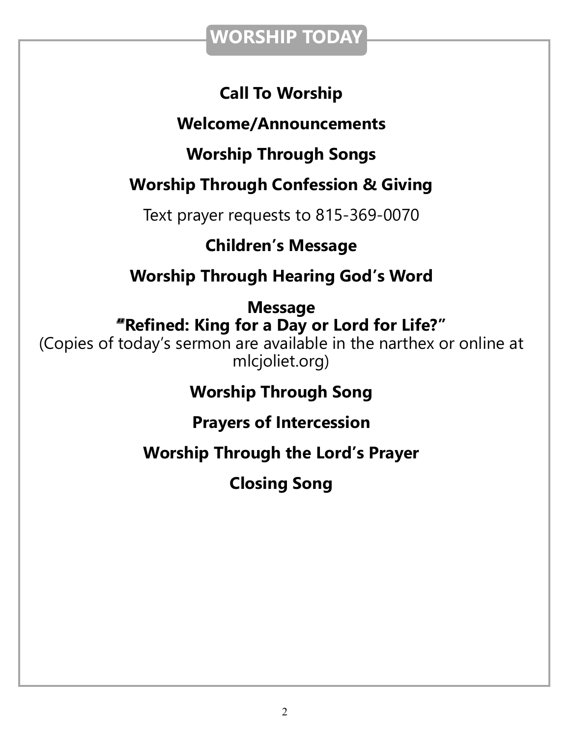## WORSHIP TODAY

**Call To Worship**

**Welcome/Announcements**

**Worship Through Songs**

**Worship Through Confession & Giving**

Text prayer requests to 815-369-0070

**Children's Message**

**Worship Through Hearing God's Word**

**Message**
**"Refined: King for a Day or Lord for Life?"**
(Copies of today's sermon are available in the narthex or online at mlcjoliet.org)

**Worship Through Song**

**Prayers of Intercession**

**Worship Through the Lord's Prayer**

**Closing Song**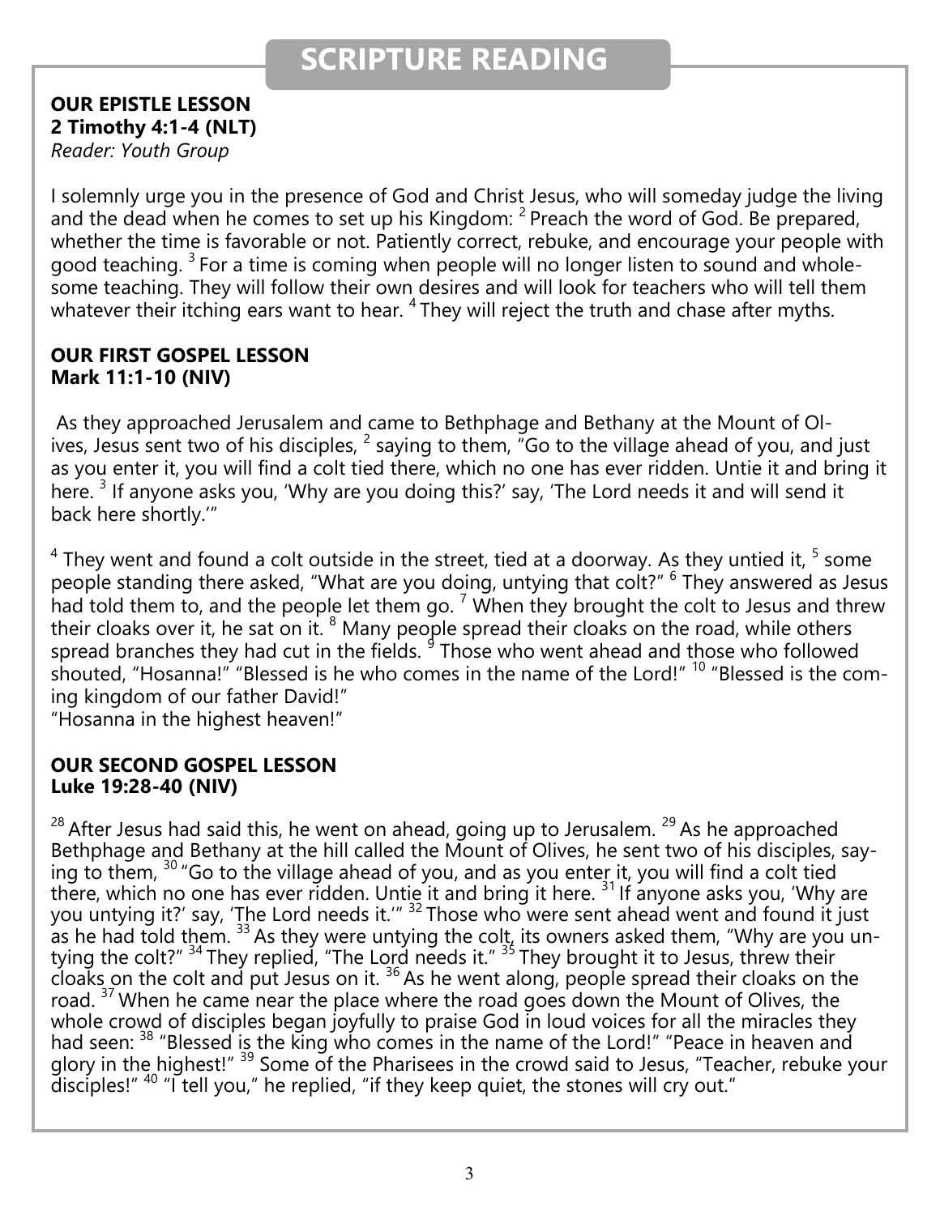# SCRIPTURE READING

**OUR EPISTLE LESSON**
**2 Timothy 4:1-4 (NLT)**
*Reader: Youth Group*

I solemnly urge you in the presence of God and Christ Jesus, who will someday judge the living and the dead when he comes to set up his Kingdom: [2] Preach the word of God. Be prepared, whether the time is favorable or not. Patiently correct, rebuke, and encourage your people with good teaching. [3] For a time is coming when people will no longer listen to sound and wholesome teaching. They will follow their own desires and will look for teachers who will tell them whatever their itching ears want to hear. [4] They will reject the truth and chase after myths.

**OUR FIRST GOSPEL LESSON**
**Mark 11:1-10 (NIV)**

As they approached Jerusalem and came to Bethphage and Bethany at the Mount of Olives, Jesus sent two of his disciples, [2] saying to them, "Go to the village ahead of you, and just as you enter it, you will find a colt tied there, which no one has ever ridden. Untie it and bring it here. [3] If anyone asks you, 'Why are you doing this?' say, 'The Lord needs it and will send it back here shortly.'"

[4] They went and found a colt outside in the street, tied at a doorway. As they untied it, [5] some people standing there asked, "What are you doing, untying that colt?" [6] They answered as Jesus had told them to, and the people let them go. [7] When they brought the colt to Jesus and threw their cloaks over it, he sat on it. [8] Many people spread their cloaks on the road, while others spread branches they had cut in the fields. [9] Those who went ahead and those who followed shouted, "Hosanna!" "Blessed is he who comes in the name of the Lord!" [10] "Blessed is the coming kingdom of our father David!"
"Hosanna in the highest heaven!"

**OUR SECOND GOSPEL LESSON**
**Luke 19:28-40 (NIV)**

[28] After Jesus had said this, he went on ahead, going up to Jerusalem. [29] As he approached Bethphage and Bethany at the hill called the Mount of Olives, he sent two of his disciples, saying to them, [30] "Go to the village ahead of you, and as you enter it, you will find a colt tied there, which no one has ever ridden. Untie it and bring it here. [31] If anyone asks you, 'Why are you untying it?' say, 'The Lord needs it.'" [32] Those who were sent ahead went and found it just as he had told them. [33] As they were untying the colt, its owners asked them, "Why are you untying the colt?" [34] They replied, "The Lord needs it." [35] They brought it to Jesus, threw their cloaks on the colt and put Jesus on it. [36] As he went along, people spread their cloaks on the road. [37] When he came near the place where the road goes down the Mount of Olives, the whole crowd of disciples began joyfully to praise God in loud voices for all the miracles they had seen: [38] "Blessed is the king who comes in the name of the Lord!" "Peace in heaven and glory in the highest!" [39] Some of the Pharisees in the crowd said to Jesus, "Teacher, rebuke your disciples!" [40] "I tell you," he replied, "if they keep quiet, the stones will cry out."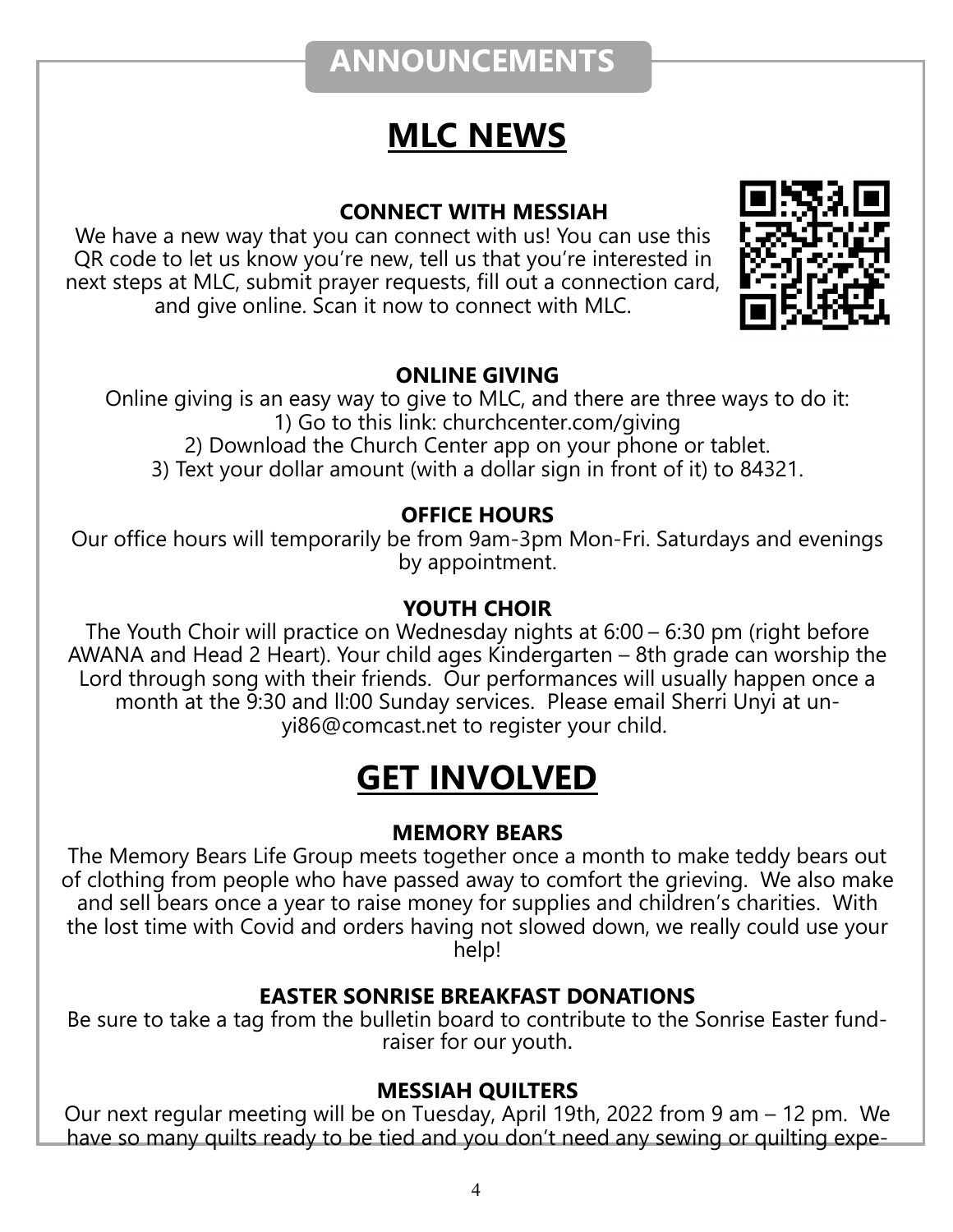# ANNOUNCEMENTS

## MLC NEWS

### CONNECT WITH MESSIAH

We have a new way that you can connect with us! You can use this QR code to let us know you're new, tell us that you're interested in next steps at MLC, submit prayer requests, fill out a connection card, and give online. Scan it now to connect with MLC.

### ONLINE GIVING

Online giving is an easy way to give to MLC, and there are three ways to do it:
1) Go to this link: churchcenter.com/giving
2) Download the Church Center app on your phone or tablet.
3) Text your dollar amount (with a dollar sign in front of it) to 84321.

### OFFICE HOURS

Our office hours will temporarily be from 9am-3pm Mon-Fri. Saturdays and evenings by appointment.

### YOUTH CHOIR

The Youth Choir will practice on Wednesday nights at 6:00 – 6:30 pm (right before AWANA and Head 2 Heart). Your child ages Kindergarten – 8th grade can worship the Lord through song with their friends. Our performances will usually happen once a month at the 9:30 and ll:00 Sunday services. Please email Sherri Unyi at unyi86@comcast.net to register your child.

## GET INVOLVED

### MEMORY BEARS

The Memory Bears Life Group meets together once a month to make teddy bears out of clothing from people who have passed away to comfort the grieving. We also make and sell bears once a year to raise money for supplies and children's charities. With the lost time with Covid and orders having not slowed down, we really could use your help!

### EASTER SONRISE BREAKFAST DONATIONS

Be sure to take a tag from the bulletin board to contribute to the Sonrise Easter fundraiser for our youth.

### MESSIAH QUILTERS

Our next regular meeting will be on Tuesday, April 19th, 2022 from 9 am – 12 pm. We have so many quilts ready to be tied and you don't need any sewing or quilting expe-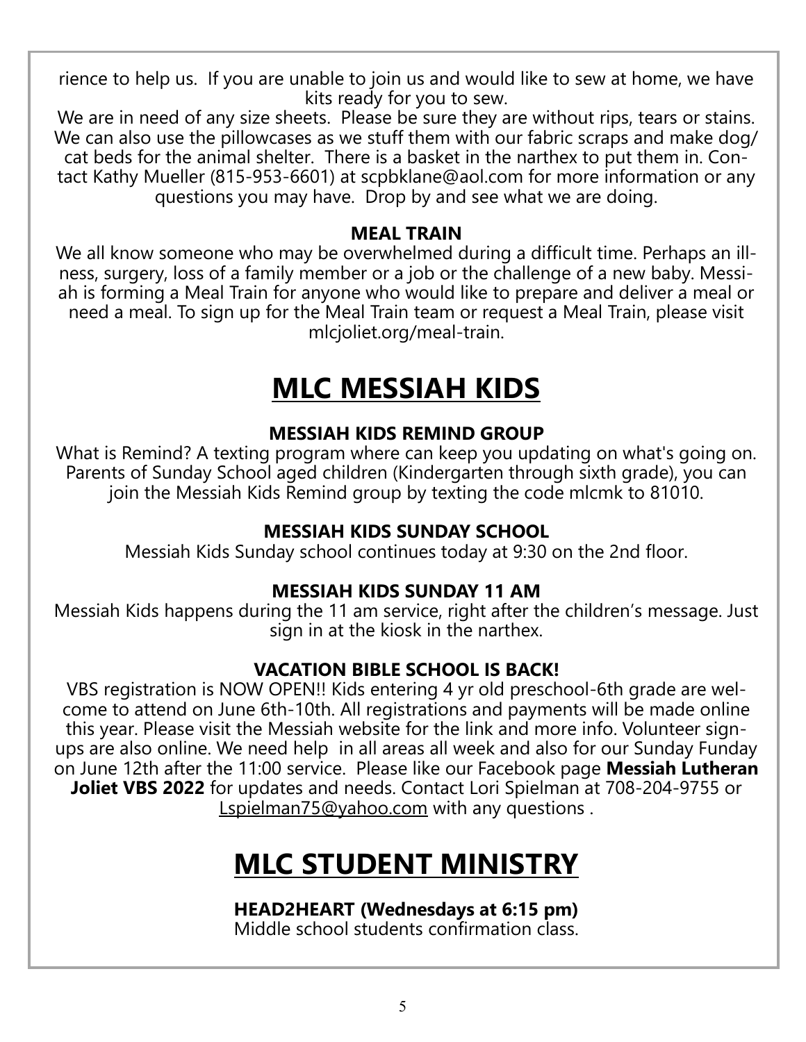rience to help us. If you are unable to join us and would like to sew at home, we have kits ready for you to sew.

We are in need of any size sheets. Please be sure they are without rips, tears or stains. We can also use the pillowcases as we stuff them with our fabric scraps and make dog/cat beds for the animal shelter. There is a basket in the narthex to put them in. Contact Kathy Mueller (815-953-6601) at scpbklane@aol.com for more information or any questions you may have. Drop by and see what we are doing.

**MEAL TRAIN**

We all know someone who may be overwhelmed during a difficult time. Perhaps an illness, surgery, loss of a family member or a job or the challenge of a new baby. Messiah is forming a Meal Train for anyone who would like to prepare and deliver a meal or need a meal. To sign up for the Meal Train team or request a Meal Train, please visit mlcjoliet.org/meal-train.

# MLC MESSIAH KIDS

**MESSIAH KIDS REMIND GROUP**

What is Remind? A texting program where can keep you updating on what's going on. Parents of Sunday School aged children (Kindergarten through sixth grade), you can join the Messiah Kids Remind group by texting the code mlcmk to 81010.

**MESSIAH KIDS SUNDAY SCHOOL**

Messiah Kids Sunday school continues today at 9:30 on the 2nd floor.

**MESSIAH KIDS SUNDAY 11 AM**

Messiah Kids happens during the 11 am service, right after the children's message. Just sign in at the kiosk in the narthex.

**VACATION BIBLE SCHOOL IS BACK!**

VBS registration is NOW OPEN!! Kids entering 4 yr old preschool-6th grade are welcome to attend on June 6th-10th. All registrations and payments will be made online this year. Please visit the Messiah website for the link and more info. Volunteer sign-ups are also online. We need help in all areas all week and also for our Sunday Funday on June 12th after the 11:00 service. Please like our Facebook page **Messiah Lutheran Joliet VBS 2022** for updates and needs. Contact Lori Spielman at 708-204-9755 or Lspielman75@yahoo.com with any questions .

# MLC STUDENT MINISTRY

**HEAD2HEART (Wednesdays at 6:15 pm)**

Middle school students confirmation class.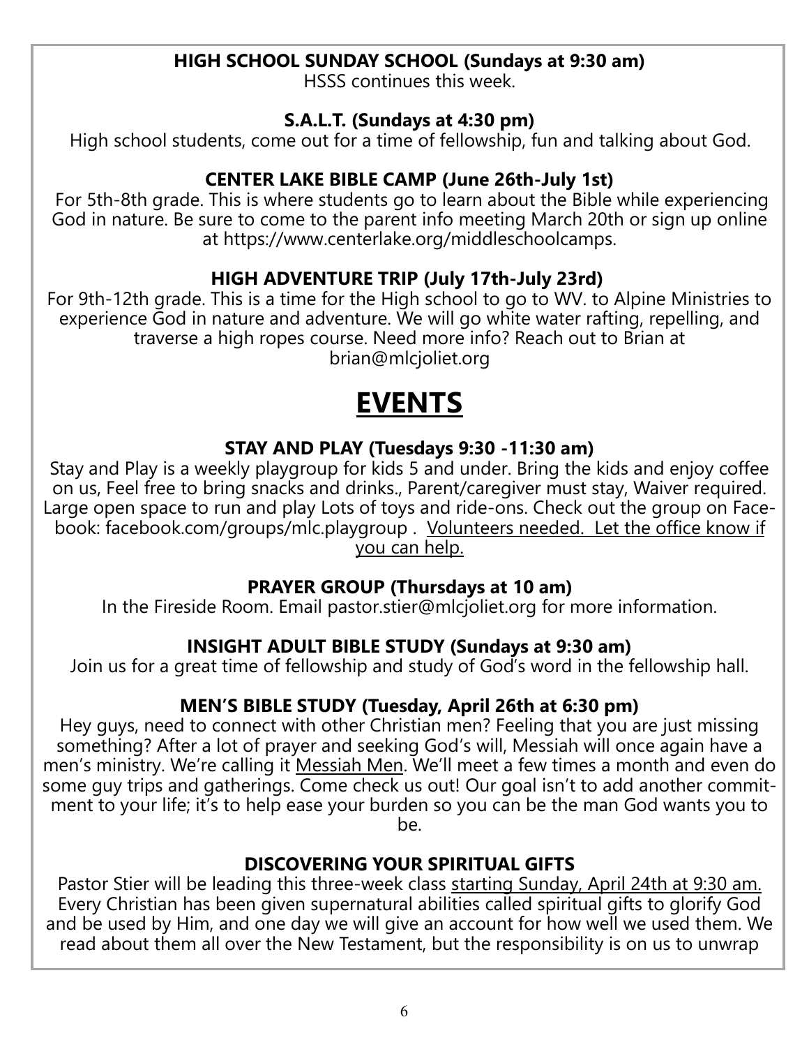**HIGH SCHOOL SUNDAY SCHOOL (Sundays at 9:30 am)**

HSSS continues this week.

**S.A.L.T. (Sundays at 4:30 pm)**

High school students, come out for a time of fellowship, fun and talking about God.

**CENTER LAKE BIBLE CAMP (June 26th-July 1st)**

For 5th-8th grade. This is where students go to learn about the Bible while experiencing God in nature. Be sure to come to the parent info meeting March 20th or sign up online at https://www.centerlake.org/middleschoolcamps.

**HIGH ADVENTURE TRIP (July 17th-July 23rd)**

For 9th-12th grade. This is a time for the High school to go to WV. to Alpine Ministries to experience God in nature and adventure. We will go white water rafting, repelling, and traverse a high ropes course. Need more info? Reach out to Brian at brian@mlcjoliet.org

# EVENTS

**STAY AND PLAY (Tuesdays 9:30 -11:30 am)**

Stay and Play is a weekly playgroup for kids 5 and under. Bring the kids and enjoy coffee on us, Feel free to bring snacks and drinks., Parent/caregiver must stay, Waiver required. Large open space to run and play Lots of toys and ride-ons. Check out the group on Facebook: facebook.com/groups/mlc.playgroup . Volunteers needed. Let the office know if you can help.

**PRAYER GROUP (Thursdays at 10 am)**

In the Fireside Room. Email pastor.stier@mlcjoliet.org for more information.

**INSIGHT ADULT BIBLE STUDY (Sundays at 9:30 am)**

Join us for a great time of fellowship and study of God's word in the fellowship hall.

**MEN'S BIBLE STUDY (Tuesday, April 26th at 6:30 pm)**

Hey guys, need to connect with other Christian men? Feeling that you are just missing something? After a lot of prayer and seeking God's will, Messiah will once again have a men's ministry. We're calling it Messiah Men. We'll meet a few times a month and even do some guy trips and gatherings. Come check us out! Our goal isn't to add another commitment to your life; it's to help ease your burden so you can be the man God wants you to be.

**DISCOVERING YOUR SPIRITUAL GIFTS**

Pastor Stier will be leading this three-week class starting Sunday, April 24th at 9:30 am. Every Christian has been given supernatural abilities called spiritual gifts to glorify God and be used by Him, and one day we will give an account for how well we used them. We read about them all over the New Testament, but the responsibility is on us to unwrap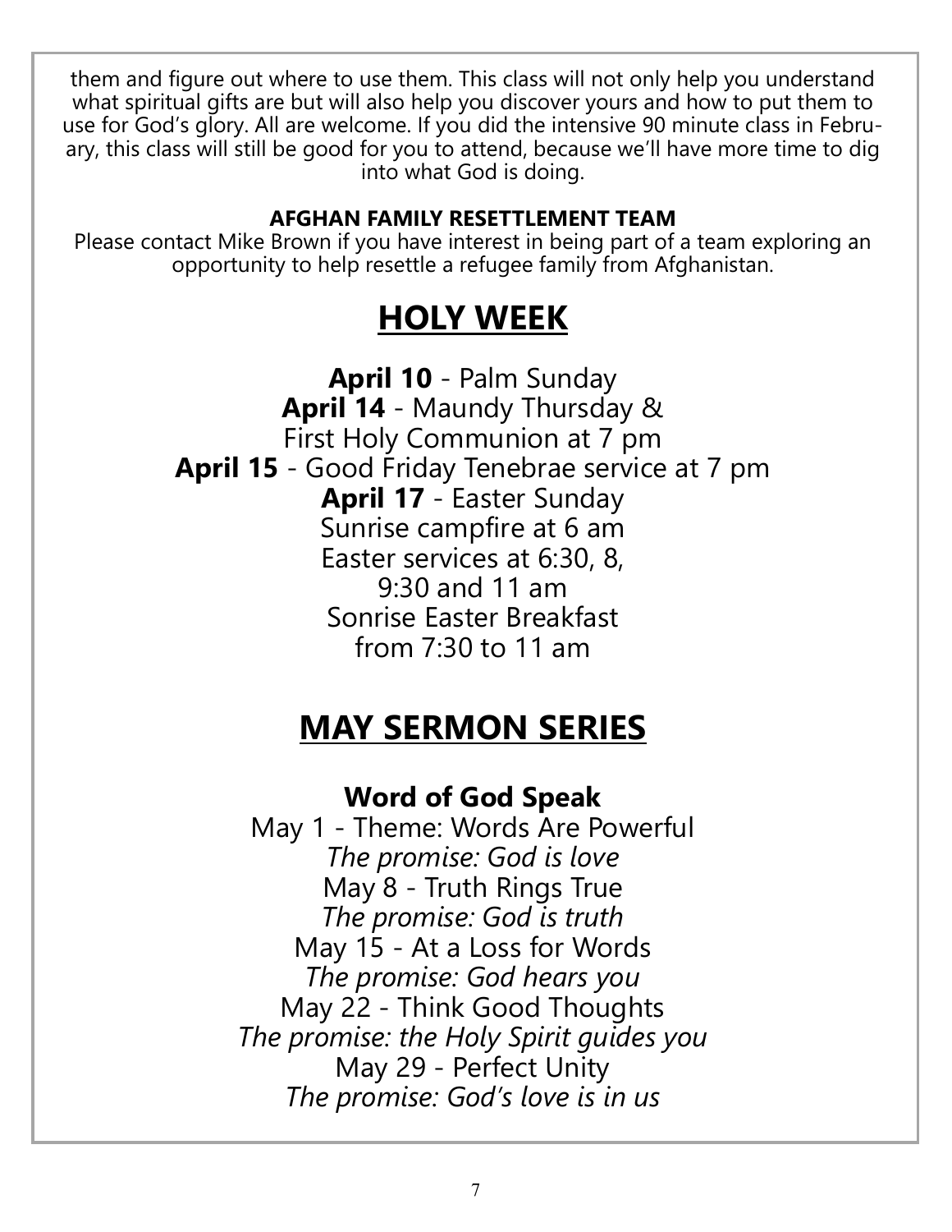them and figure out where to use them. This class will not only help you understand what spiritual gifts are but will also help you discover yours and how to put them to use for God's glory. All are welcome. If you did the intensive 90 minute class in February, this class will still be good for you to attend, because we'll have more time to dig into what God is doing.

**AFGHAN FAMILY RESETTLEMENT TEAM**

Please contact Mike Brown if you have interest in being part of a team exploring an opportunity to help resettle a refugee family from Afghanistan.

## HOLY WEEK

**April 10** - Palm Sunday
**April 14** - Maundy Thursday & First Holy Communion at 7 pm
**April 15** - Good Friday Tenebrae service at 7 pm
**April 17** - Easter Sunday
Sunrise campfire at 6 am
Easter services at 6:30, 8, 9:30 and 11 am
Sonrise Easter Breakfast from 7:30 to 11 am

## MAY SERMON SERIES

### Word of God Speak

May 1 - Theme: Words Are Powerful
*The promise: God is love*
May 8 - Truth Rings True
*The promise: God is truth*
May 15 - At a Loss for Words
*The promise: God hears you*
May 22 - Think Good Thoughts
*The promise: the Holy Spirit guides you*
May 29 - Perfect Unity
*The promise: God's love is in us*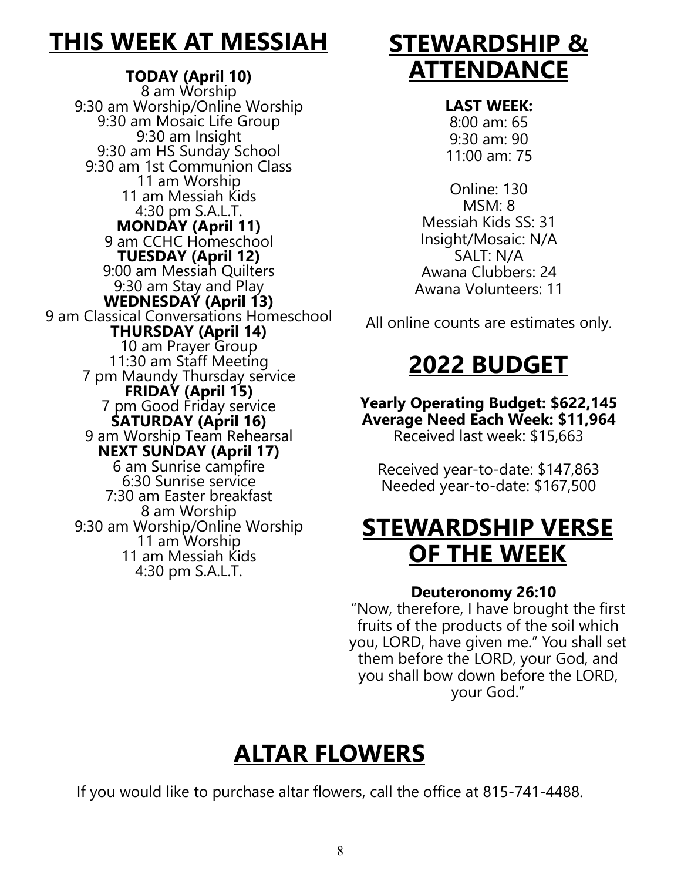# THIS WEEK AT MESSIAH

**TODAY (April 10)**
8 am Worship
9:30 am Worship/Online Worship
9:30 am Mosaic Life Group
9:30 am Insight
9:30 am HS Sunday School
9:30 am 1st Communion Class
11 am Worship
11 am Messiah Kids
4:30 pm S.A.L.T.

**MONDAY (April 11)**
9 am CCHC Homeschool

**TUESDAY (April 12)**
9:00 am Messiah Quilters
9:30 am Stay and Play

**WEDNESDAY (April 13)**
9 am Classical Conversations Homeschool

**THURSDAY (April 14)**
10 am Prayer Group
11:30 am Staff Meeting
7 pm Maundy Thursday service

**FRIDAY (April 15)**
7 pm Good Friday service

**SATURDAY (April 16)**
9 am Worship Team Rehearsal

**NEXT SUNDAY (April 17)**
6 am Sunrise campfire
6:30 Sunrise service
7:30 am Easter breakfast
8 am Worship
9:30 am Worship/Online Worship
11 am Worship
11 am Messiah Kids
4:30 pm S.A.L.T.

# STEWARDSHIP & ATTENDANCE

**LAST WEEK:**
8:00 am: 65
9:30 am: 90
11:00 am: 75

Online: 130
MSM: 8
Messiah Kids SS: 31
Insight/Mosaic: N/A
SALT: N/A
Awana Clubbers: 24
Awana Volunteers: 11

All online counts are estimates only.

# 2022 BUDGET

**Yearly Operating Budget: $622,145**
**Average Need Each Week: $11,964**
Received last week: $15,663

Received year-to-date: $147,863
Needed year-to-date: $167,500

# STEWARDSHIP VERSE OF THE WEEK

**Deuteronomy 26:10**
"Now, therefore, I have brought the first fruits of the products of the soil which you, LORD, have given me." You shall set them before the LORD, your God, and you shall bow down before the LORD, your God."

# ALTAR FLOWERS

If you would like to purchase altar flowers, call the office at 815-741-4488.